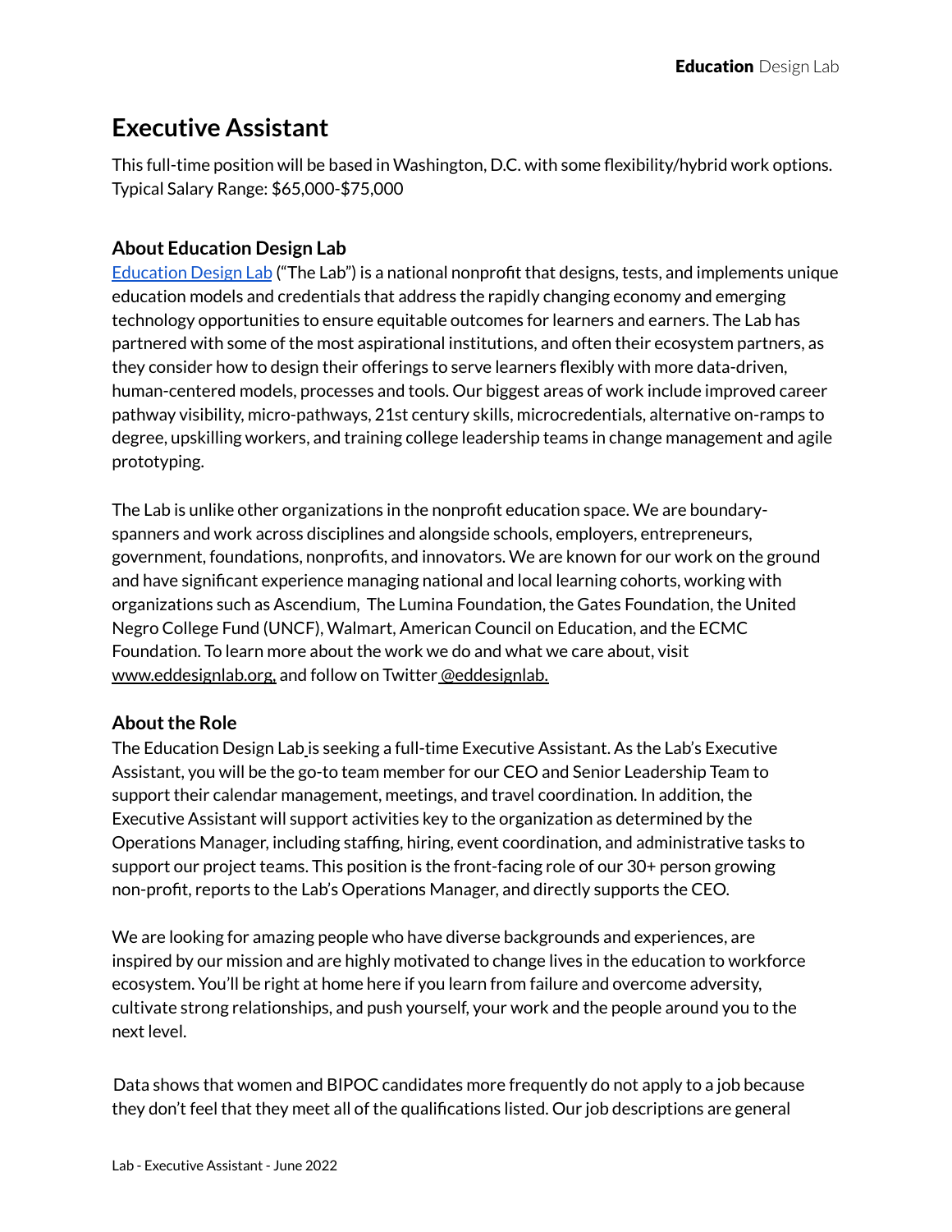# Executive Assistant

This full-time position will be based in Washington, D.C. with some flexibility/hybrid work options. Typical Salary Range: $65,000-$75,000

## About Education Design Lab

Education Design Lab ("The Lab") is a national nonprofit that designs, tests, and implements unique education models and credentials that address the rapidly changing economy and emerging technology opportunities to ensure equitable outcomes for learners and earners. The Lab has partnered with some of the most aspirational institutions, and often their ecosystem partners, as they consider how to design their offerings to serve learners flexibly with more data-driven, human-centered models, processes and tools. Our biggest areas of work include improved career pathway visibility, micro-pathways, 21st century skills, microcredentials, alternative on-ramps to degree, upskilling workers, and training college leadership teams in change management and agile prototyping.

The Lab is unlike other organizations in the nonprofit education space. We are boundary-spanners and work across disciplines and alongside schools, employers, entrepreneurs, government, foundations, nonprofits, and innovators. We are known for our work on the ground and have significant experience managing national and local learning cohorts, working with organizations such as Ascendium, The Lumina Foundation, the Gates Foundation, the United Negro College Fund (UNCF), Walmart, American Council on Education, and the ECMC Foundation. To learn more about the work we do and what we care about, visit www.eddesignlab.org, and follow on Twitter @eddesignlab.

## About the Role

The Education Design Lab is seeking a full-time Executive Assistant. As the Lab's Executive Assistant, you will be the go-to team member for our CEO and Senior Leadership Team to support their calendar management, meetings, and travel coordination. In addition, the Executive Assistant will support activities key to the organization as determined by the Operations Manager, including staffing, hiring, event coordination, and administrative tasks to support our project teams. This position is the front-facing role of our 30+ person growing non-profit, reports to the Lab's Operations Manager, and directly supports the CEO.

We are looking for amazing people who have diverse backgrounds and experiences, are inspired by our mission and are highly motivated to change lives in the education to workforce ecosystem. You'll be right at home here if you learn from failure and overcome adversity, cultivate strong relationships, and push yourself, your work and the people around you to the next level.

Data shows that women and BIPOC candidates more frequently do not apply to a job because they don't feel that they meet all of the qualifications listed. Our job descriptions are general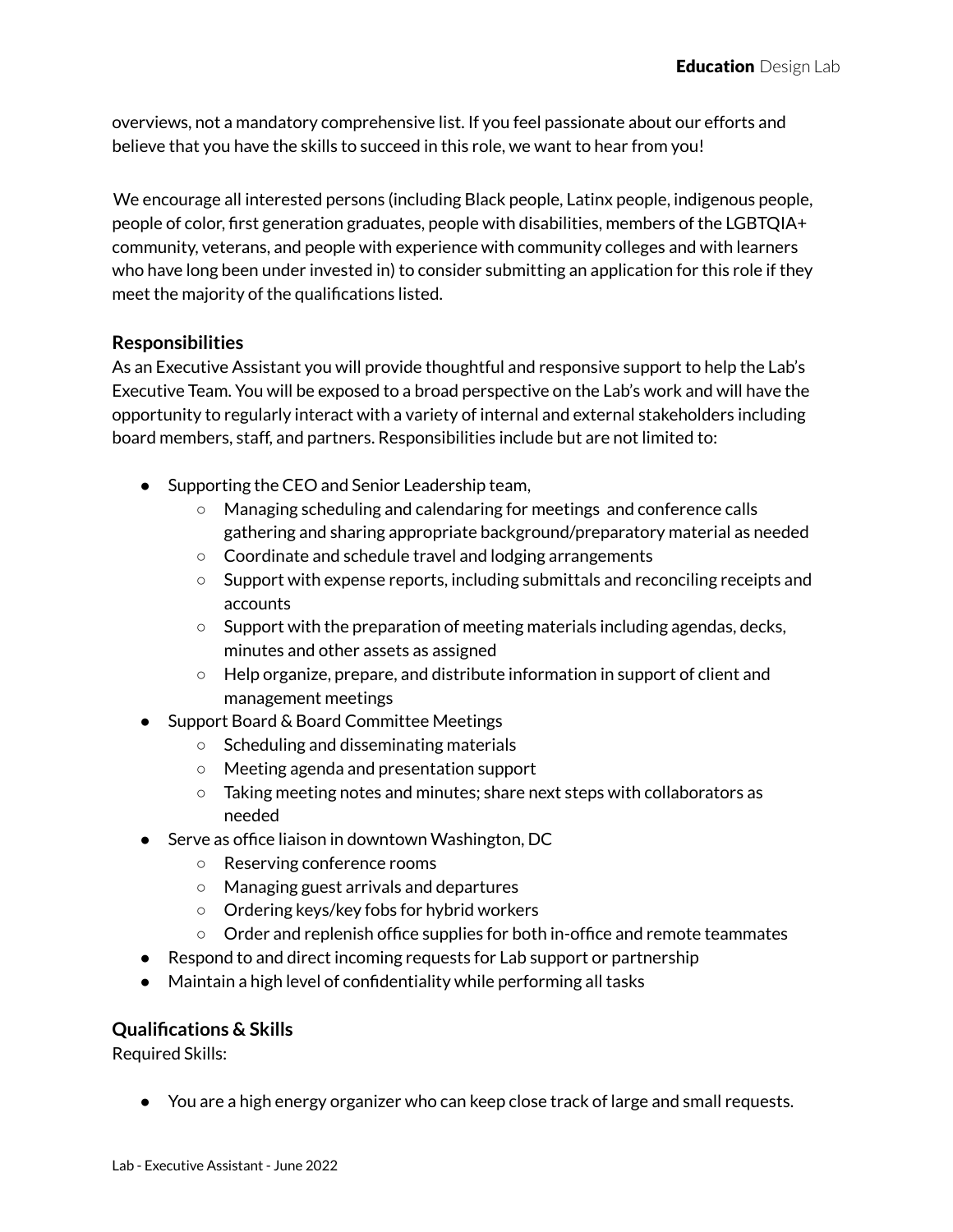overviews, not a mandatory comprehensive list. If you feel passionate about our efforts and believe that you have the skills to succeed in this role, we want to hear from you!

We encourage all interested persons (including Black people, Latinx people, indigenous people, people of color, first generation graduates, people with disabilities, members of the LGBTQIA+ community, veterans, and people with experience with community colleges and with learners who have long been under invested in) to consider submitting an application for this role if they meet the majority of the qualifications listed.

### Responsibilities

As an Executive Assistant you will provide thoughtful and responsive support to help the Lab's Executive Team. You will be exposed to a broad perspective on the Lab's work and will have the opportunity to regularly interact with a variety of internal and external stakeholders including board members, staff, and partners. Responsibilities include but are not limited to:

- Supporting the CEO and Senior Leadership team,
  - Managing scheduling and calendaring for meetings and conference calls gathering and sharing appropriate background/preparatory material as needed
  - Coordinate and schedule travel and lodging arrangements
  - Support with expense reports, including submittals and reconciling receipts and accounts
  - Support with the preparation of meeting materials including agendas, decks, minutes and other assets as assigned
  - Help organize, prepare, and distribute information in support of client and management meetings
- Support Board & Board Committee Meetings
  - Scheduling and disseminating materials
  - Meeting agenda and presentation support
  - Taking meeting notes and minutes; share next steps with collaborators as needed
- Serve as office liaison in downtown Washington, DC
  - Reserving conference rooms
  - Managing guest arrivals and departures
  - Ordering keys/key fobs for hybrid workers
  - Order and replenish office supplies for both in-office and remote teammates
- Respond to and direct incoming requests for Lab support or partnership
- Maintain a high level of confidentiality while performing all tasks

### Qualifications & Skills

Required Skills:

- You are a high energy organizer who can keep close track of large and small requests.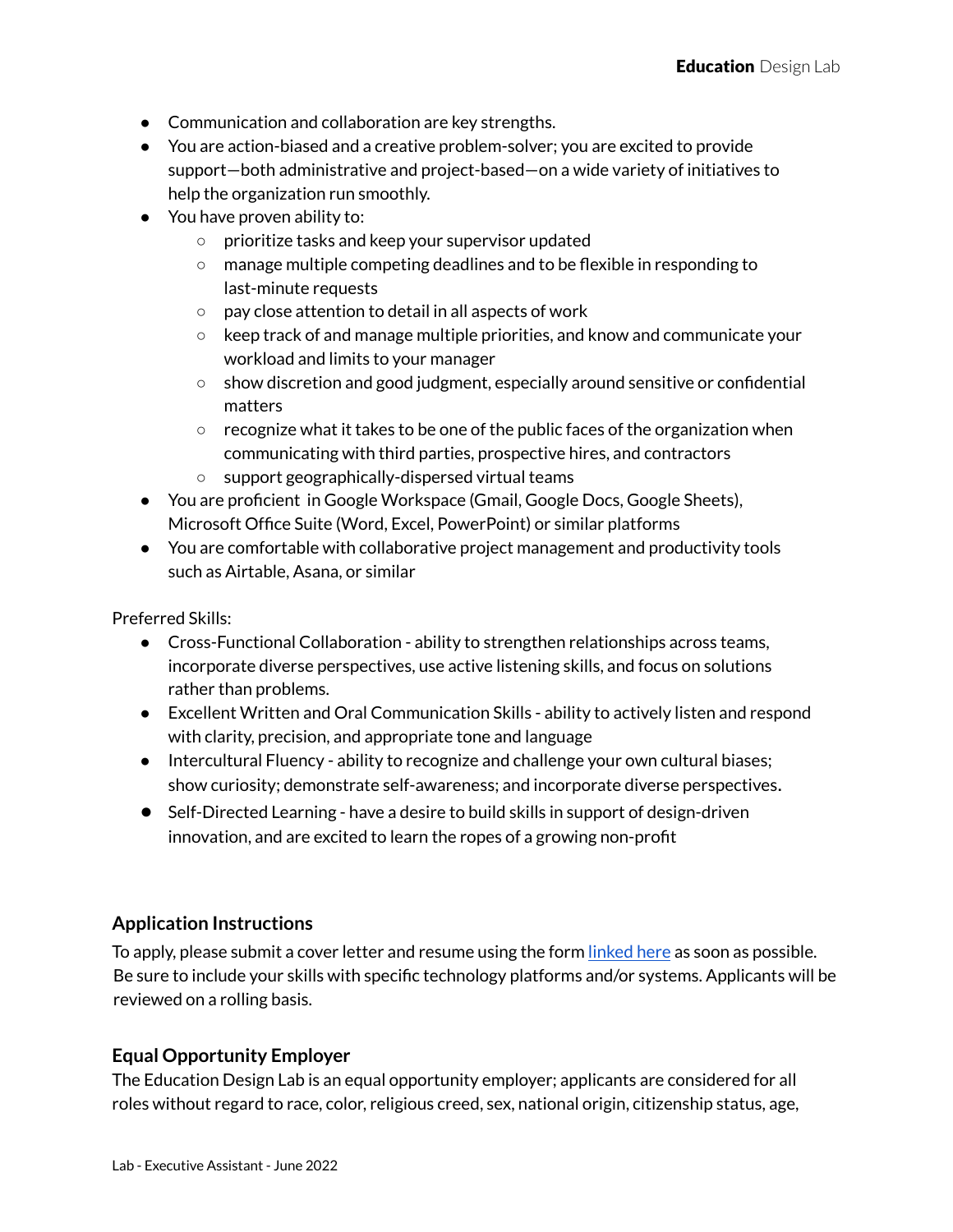- Communication and collaboration are key strengths.
- You are action-biased and a creative problem-solver; you are excited to provide support—both administrative and project-based—on a wide variety of initiatives to help the organization run smoothly.
- You have proven ability to:
    - prioritize tasks and keep your supervisor updated
    - manage multiple competing deadlines and to be flexible in responding to last-minute requests
    - pay close attention to detail in all aspects of work
    - keep track of and manage multiple priorities, and know and communicate your workload and limits to your manager
    - show discretion and good judgment, especially around sensitive or confidential matters
    - recognize what it takes to be one of the public faces of the organization when communicating with third parties, prospective hires, and contractors
    - support geographically-dispersed virtual teams
- You are proficient in Google Workspace (Gmail, Google Docs, Google Sheets), Microsoft Office Suite (Word, Excel, PowerPoint) or similar platforms
- You are comfortable with collaborative project management and productivity tools such as Airtable, Asana, or similar

Preferred Skills:

- Cross-Functional Collaboration - ability to strengthen relationships across teams, incorporate diverse perspectives, use active listening skills, and focus on solutions rather than problems.
- Excellent Written and Oral Communication Skills - ability to actively listen and respond with clarity, precision, and appropriate tone and language
- Intercultural Fluency - ability to recognize and challenge your own cultural biases; show curiosity; demonstrate self-awareness; and incorporate diverse perspectives.
- Self-Directed Learning - have a desire to build skills in support of design-driven innovation, and are excited to learn the ropes of a growing non-profit

### Application Instructions

To apply, please submit a cover letter and resume using the form linked here as soon as possible. Be sure to include your skills with specific technology platforms and/or systems. Applicants will be reviewed on a rolling basis.

### Equal Opportunity Employer

The Education Design Lab is an equal opportunity employer; applicants are considered for all roles without regard to race, color, religious creed, sex, national origin, citizenship status, age,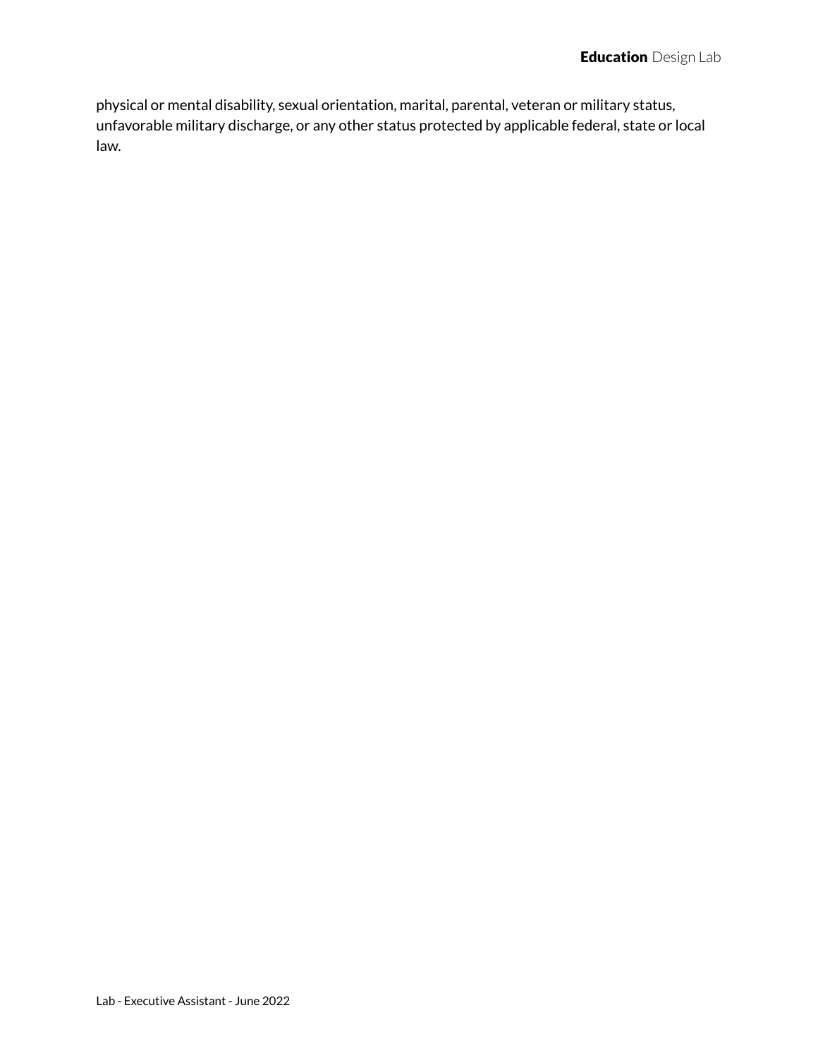physical or mental disability, sexual orientation, marital, parental, veteran or military status, unfavorable military discharge, or any other status protected by applicable federal, state or local law.